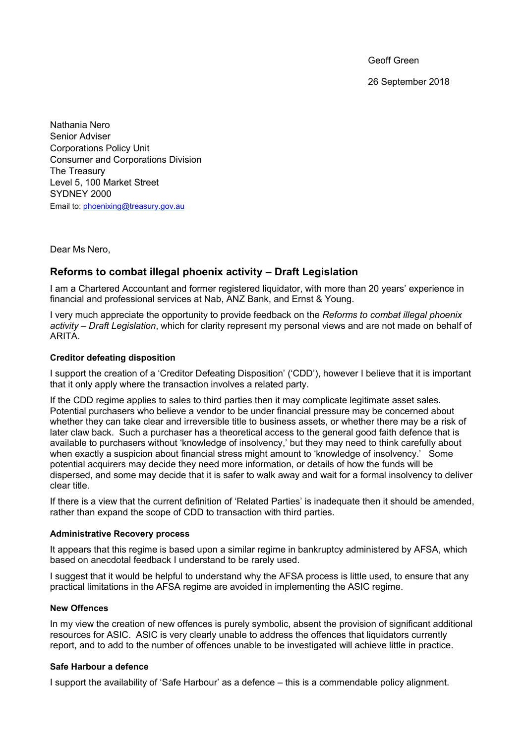Geoff Green

26 September 2018

Nathania Nero
Senior Adviser
Corporations Policy Unit
Consumer and Corporations Division
The Treasury
Level 5, 100 Market Street
SYDNEY 2000
Email to: phoenixing@treasury.gov.au

Dear Ms Nero,

## Reforms to combat illegal phoenix activity – Draft Legislation

I am a Chartered Accountant and former registered liquidator, with more than 20 years' experience in financial and professional services at Nab, ANZ Bank, and Ernst & Young.

I very much appreciate the opportunity to provide feedback on the *Reforms to combat illegal phoenix activity – Draft Legislation*, which for clarity represent my personal views and are not made on behalf of ARITA.

**Creditor defeating disposition**

I support the creation of a 'Creditor Defeating Disposition' ('CDD'), however I believe that it is important that it only apply where the transaction involves a related party.

If the CDD regime applies to sales to third parties then it may complicate legitimate asset sales. Potential purchasers who believe a vendor to be under financial pressure may be concerned about whether they can take clear and irreversible title to business assets, or whether there may be a risk of later claw back. Such a purchaser has a theoretical access to the general good faith defence that is available to purchasers without 'knowledge of insolvency,' but they may need to think carefully about when exactly a suspicion about financial stress might amount to 'knowledge of insolvency.' Some potential acquirers may decide they need more information, or details of how the funds will be dispersed, and some may decide that it is safer to walk away and wait for a formal insolvency to deliver clear title.

If there is a view that the current definition of 'Related Parties' is inadequate then it should be amended, rather than expand the scope of CDD to transaction with third parties.

**Administrative Recovery process**

It appears that this regime is based upon a similar regime in bankruptcy administered by AFSA, which based on anecdotal feedback I understand to be rarely used.

I suggest that it would be helpful to understand why the AFSA process is little used, to ensure that any practical limitations in the AFSA regime are avoided in implementing the ASIC regime.

**New Offences**

In my view the creation of new offences is purely symbolic, absent the provision of significant additional resources for ASIC. ASIC is very clearly unable to address the offences that liquidators currently report, and to add to the number of offences unable to be investigated will achieve little in practice.

**Safe Harbour a defence**

I support the availability of 'Safe Harbour' as a defence – this is a commendable policy alignment.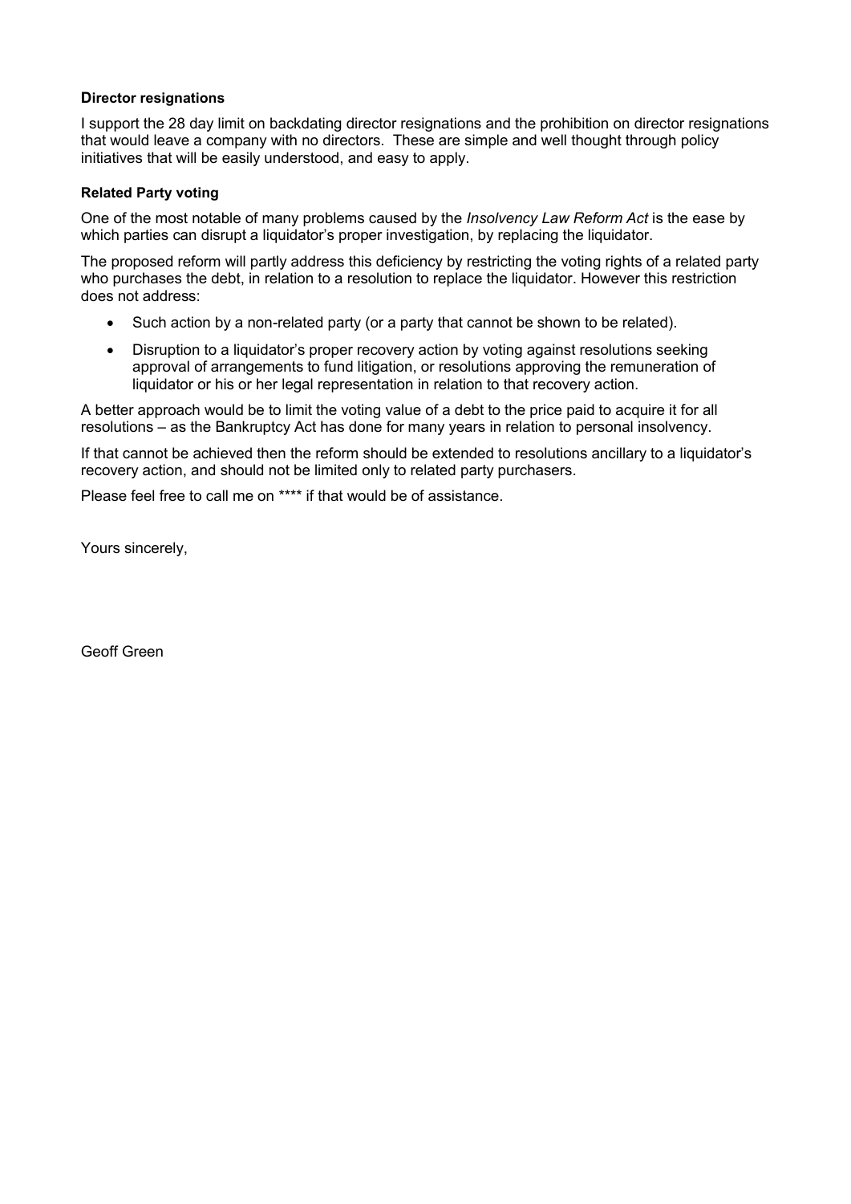**Director resignations**

I support the 28 day limit on backdating director resignations and the prohibition on director resignations that would leave a company with no directors. These are simple and well thought through policy initiatives that will be easily understood, and easy to apply.

**Related Party voting**

One of the most notable of many problems caused by the *Insolvency Law Reform Act* is the ease by which parties can disrupt a liquidator's proper investigation, by replacing the liquidator.

The proposed reform will partly address this deficiency by restricting the voting rights of a related party who purchases the debt, in relation to a resolution to replace the liquidator. However this restriction does not address:

- Such action by a non-related party (or a party that cannot be shown to be related).
- Disruption to a liquidator's proper recovery action by voting against resolutions seeking approval of arrangements to fund litigation, or resolutions approving the remuneration of liquidator or his or her legal representation in relation to that recovery action.

A better approach would be to limit the voting value of a debt to the price paid to acquire it for all resolutions – as the Bankruptcy Act has done for many years in relation to personal insolvency.

If that cannot be achieved then the reform should be extended to resolutions ancillary to a liquidator's recovery action, and should not be limited only to related party purchasers.

Please feel free to call me on **** if that would be of assistance.

Yours sincerely,

Geoff Green